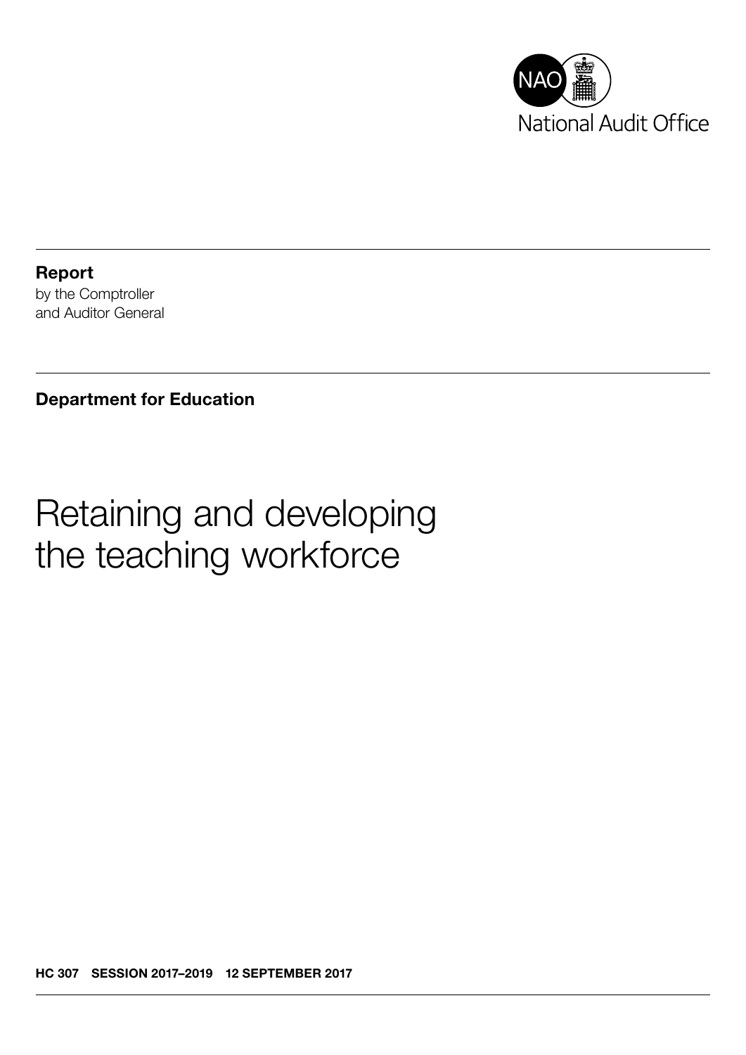National Audit Office

**Report**
by the Comptroller
and Auditor General

**Department for Education**

# Retaining and developing the teaching workforce

**HC 307 SESSION 2017–2019 12 SEPTEMBER 2017**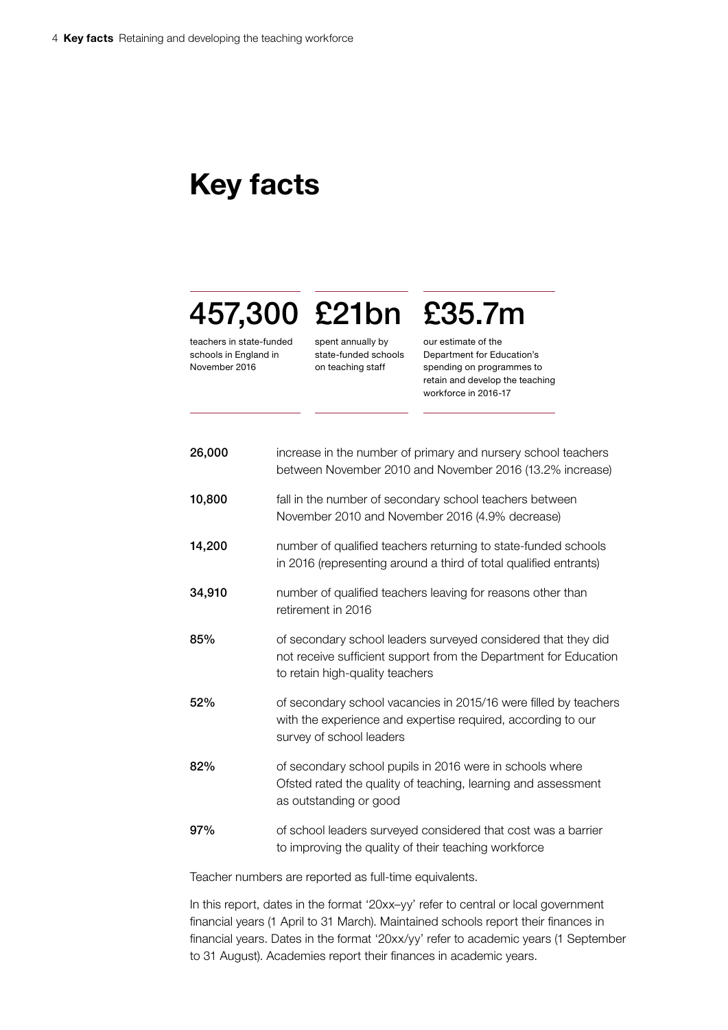# Key facts

**457,300**
teachers in state-funded schools in England in November 2016

**£21bn**
spent annually by state-funded schools on teaching staff

**£35.7m**
our estimate of the Department for Education's spending on programmes to retain and develop the teaching workforce in 2016-17

| | |
|---|---|
| **26,000** | increase in the number of primary and nursery school teachers between November 2010 and November 2016 (13.2% increase) |
| **10,800** | fall in the number of secondary school teachers between November 2010 and November 2016 (4.9% decrease) |
| **14,200** | number of qualified teachers returning to state-funded schools in 2016 (representing around a third of total qualified entrants) |
| **34,910** | number of qualified teachers leaving for reasons other than retirement in 2016 |
| **85%** | of secondary school leaders surveyed considered that they did not receive sufficient support from the Department for Education to retain high-quality teachers |
| **52%** | of secondary school vacancies in 2015/16 were filled by teachers with the experience and expertise required, according to our survey of school leaders |
| **82%** | of secondary school pupils in 2016 were in schools where Ofsted rated the quality of teaching, learning and assessment as outstanding or good |
| **97%** | of school leaders surveyed considered that cost was a barrier to improving the quality of their teaching workforce |

Teacher numbers are reported as full-time equivalents.

In this report, dates in the format '20xx–yy' refer to central or local government financial years (1 April to 31 March). Maintained schools report their finances in financial years. Dates in the format '20xx/yy' refer to academic years (1 September to 31 August). Academies report their finances in academic years.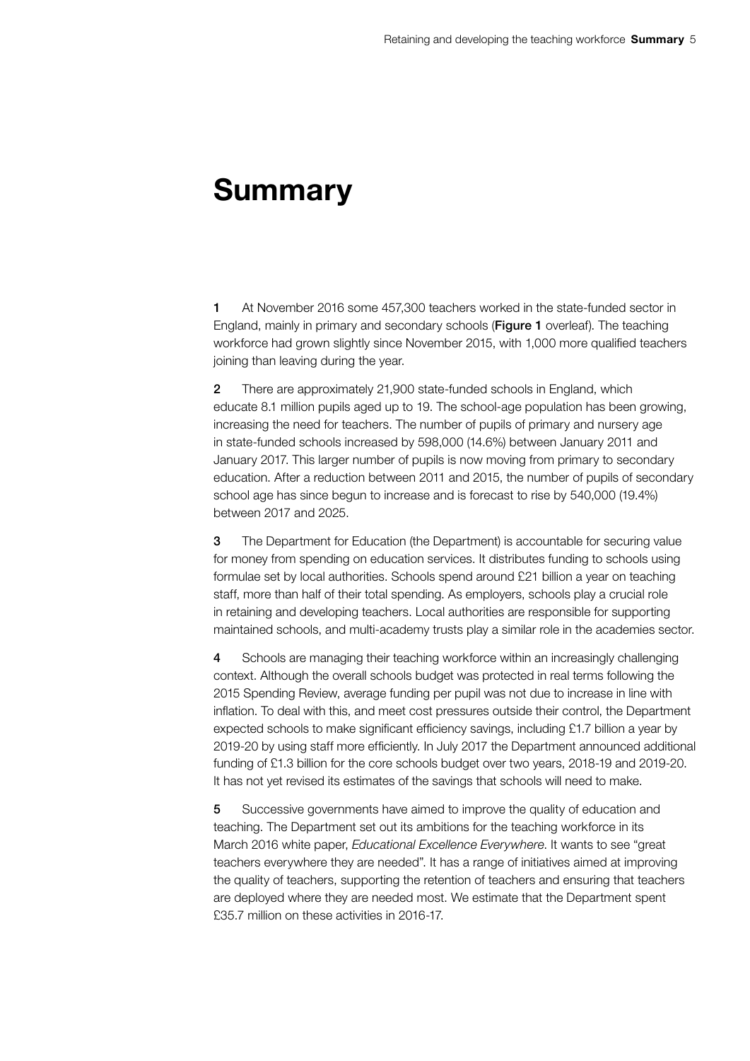# Summary

**1** At November 2016 some 457,300 teachers worked in the state-funded sector in England, mainly in primary and secondary schools (**Figure 1** overleaf). The teaching workforce had grown slightly since November 2015, with 1,000 more qualified teachers joining than leaving during the year.

**2** There are approximately 21,900 state-funded schools in England, which educate 8.1 million pupils aged up to 19. The school-age population has been growing, increasing the need for teachers. The number of pupils of primary and nursery age in state-funded schools increased by 598,000 (14.6%) between January 2011 and January 2017. This larger number of pupils is now moving from primary to secondary education. After a reduction between 2011 and 2015, the number of pupils of secondary school age has since begun to increase and is forecast to rise by 540,000 (19.4%) between 2017 and 2025.

**3** The Department for Education (the Department) is accountable for securing value for money from spending on education services. It distributes funding to schools using formulae set by local authorities. Schools spend around £21 billion a year on teaching staff, more than half of their total spending. As employers, schools play a crucial role in retaining and developing teachers. Local authorities are responsible for supporting maintained schools, and multi-academy trusts play a similar role in the academies sector.

**4** Schools are managing their teaching workforce within an increasingly challenging context. Although the overall schools budget was protected in real terms following the 2015 Spending Review, average funding per pupil was not due to increase in line with inflation. To deal with this, and meet cost pressures outside their control, the Department expected schools to make significant efficiency savings, including £1.7 billion a year by 2019-20 by using staff more efficiently. In July 2017 the Department announced additional funding of £1.3 billion for the core schools budget over two years, 2018-19 and 2019-20. It has not yet revised its estimates of the savings that schools will need to make.

**5** Successive governments have aimed to improve the quality of education and teaching. The Department set out its ambitions for the teaching workforce in its March 2016 white paper, *Educational Excellence Everywhere*. It wants to see "great teachers everywhere they are needed". It has a range of initiatives aimed at improving the quality of teachers, supporting the retention of teachers and ensuring that teachers are deployed where they are needed most. We estimate that the Department spent £35.7 million on these activities in 2016-17.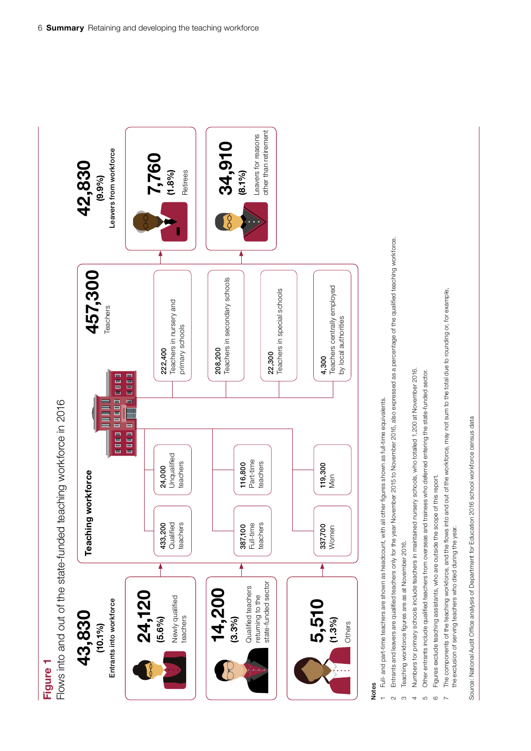**Figure 1**

Flows into and out of the state-funded teaching workforce in 2016

**43,830** (10.1%)
Entrants into workforce

- **24,120** (5.6%) Newly qualified teachers
- **14,200** (3.3%) Qualified teachers returning to the state-funded sector
- **5,510** (1.3%) Others

**Teaching workforce**

- 433,200 Qualified teachers
- 24,000 Unqualified teachers
- 387,100 Full-time teachers
- 116,800 Part-time teachers
- 337,700 Women
- 119,300 Men

**457,300** Teachers

- 222,400 Teachers in nursery and primary schools
- 208,200 Teachers in secondary schools
- 22,300 Teachers in special schools
- 4,300 Teachers centrally employed by local authorities

**42,830** (9.9%)
Leavers from workforce

- **7,760** (1.8%) Retirees
- **34,910** (8.1%) Leavers for reasons other than retirement

Notes

1. Full- and part-time teachers are shown as headcount, with all other figures shown as full-time equivalents.
2. Entrants and leavers are qualified teachers only for the year November 2015 to November 2016, also expressed as a percentage of the qualified teaching workforce.
3. Teaching workforce figures are as at November 2016.
4. Numbers for primary schools include teachers in maintained nursery schools, who totalled 1,200 at November 2016.
5. Other entrants include qualified teachers from overseas and trainees who deferred entering the state-funded sector.
6. Figures exclude teaching assistants, who are outside the scope of this report.
7. The components of the teaching workforce, and the flows into and out of the workforce, may not sum to the total due to rounding or, for example, the exclusion of serving teachers who died during the year.

Source: National Audit Office analysis of Department for Education 2016 school workforce census data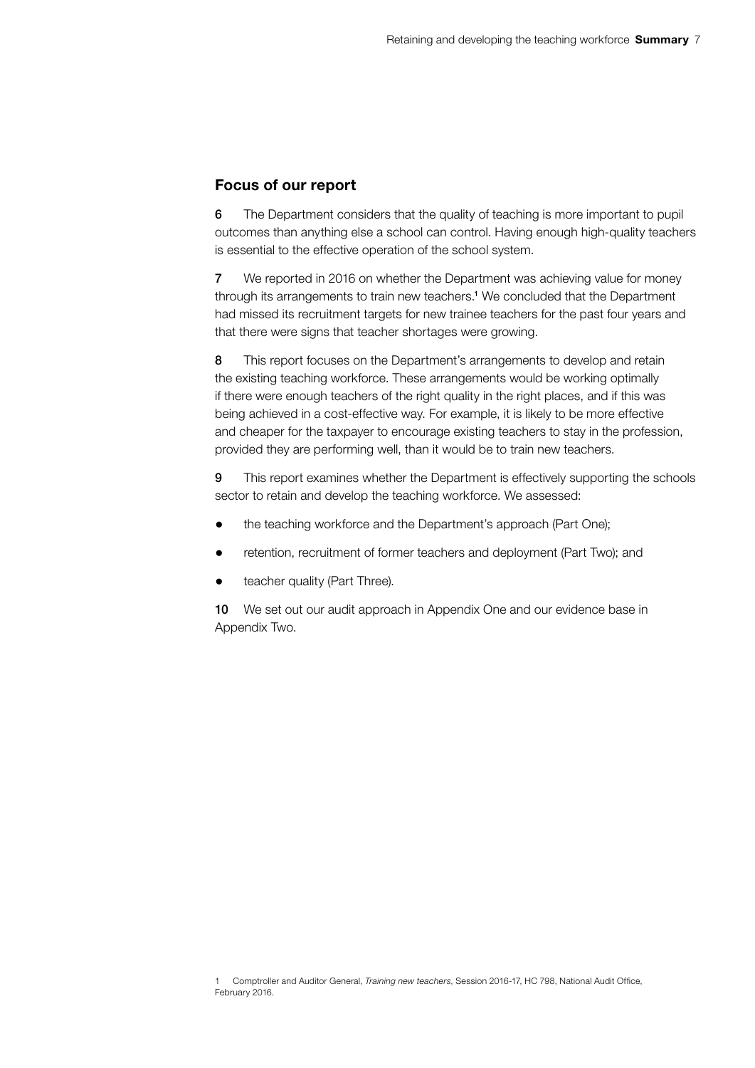## Focus of our report

**6** The Department considers that the quality of teaching is more important to pupil outcomes than anything else a school can control. Having enough high-quality teachers is essential to the effective operation of the school system.

**7** We reported in 2016 on whether the Department was achieving value for money through its arrangements to train new teachers.[1] We concluded that the Department had missed its recruitment targets for new trainee teachers for the past four years and that there were signs that teacher shortages were growing.

**8** This report focuses on the Department's arrangements to develop and retain the existing teaching workforce. These arrangements would be working optimally if there were enough teachers of the right quality in the right places, and if this was being achieved in a cost-effective way. For example, it is likely to be more effective and cheaper for the taxpayer to encourage existing teachers to stay in the profession, provided they are performing well, than it would be to train new teachers.

**9** This report examines whether the Department is effectively supporting the schools sector to retain and develop the teaching workforce. We assessed:

- the teaching workforce and the Department's approach (Part One);
- retention, recruitment of former teachers and deployment (Part Two); and
- teacher quality (Part Three).

**10** We set out our audit approach in Appendix One and our evidence base in Appendix Two.

1 Comptroller and Auditor General, *Training new teachers*, Session 2016-17, HC 798, National Audit Office, February 2016.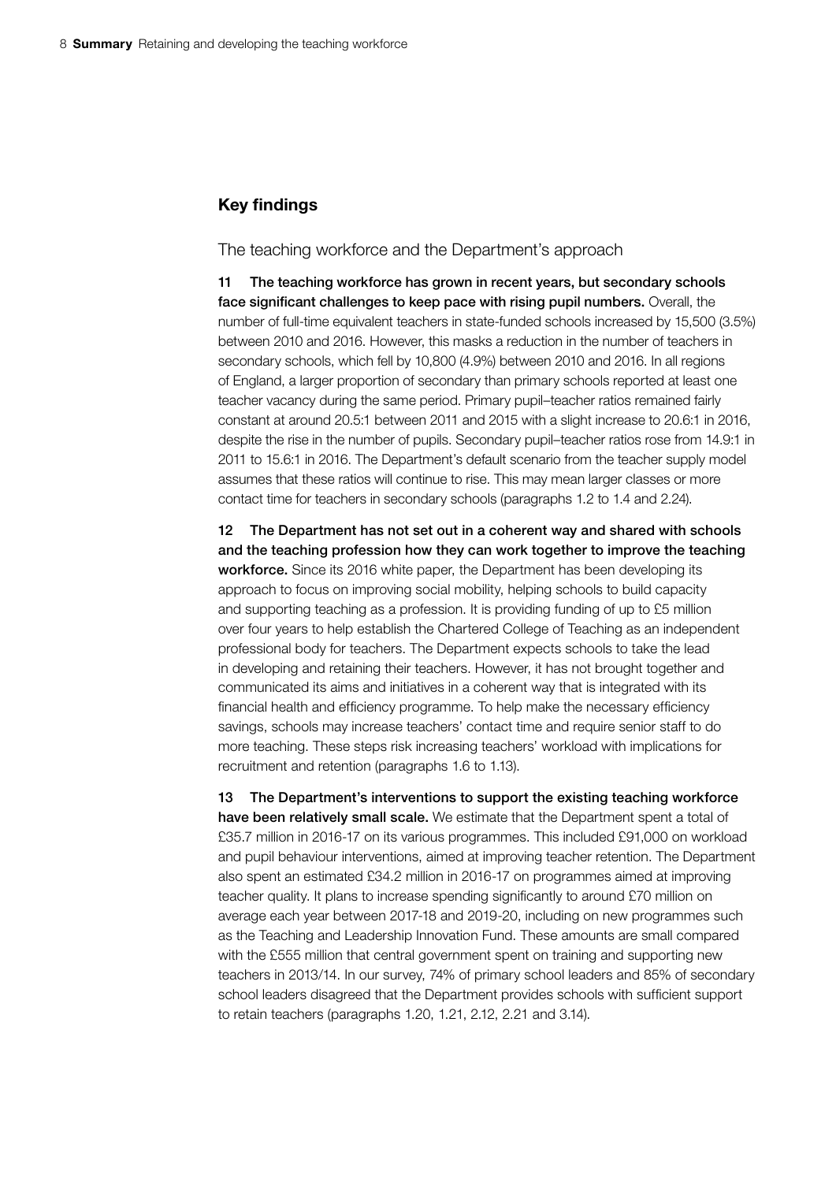## Key findings

### The teaching workforce and the Department's approach

**11 The teaching workforce has grown in recent years, but secondary schools face significant challenges to keep pace with rising pupil numbers.** Overall, the number of full-time equivalent teachers in state-funded schools increased by 15,500 (3.5%) between 2010 and 2016. However, this masks a reduction in the number of teachers in secondary schools, which fell by 10,800 (4.9%) between 2010 and 2016. In all regions of England, a larger proportion of secondary than primary schools reported at least one teacher vacancy during the same period. Primary pupil–teacher ratios remained fairly constant at around 20.5:1 between 2011 and 2015 with a slight increase to 20.6:1 in 2016, despite the rise in the number of pupils. Secondary pupil–teacher ratios rose from 14.9:1 in 2011 to 15.6:1 in 2016. The Department's default scenario from the teacher supply model assumes that these ratios will continue to rise. This may mean larger classes or more contact time for teachers in secondary schools (paragraphs 1.2 to 1.4 and 2.24).

**12 The Department has not set out in a coherent way and shared with schools and the teaching profession how they can work together to improve the teaching workforce.** Since its 2016 white paper, the Department has been developing its approach to focus on improving social mobility, helping schools to build capacity and supporting teaching as a profession. It is providing funding of up to £5 million over four years to help establish the Chartered College of Teaching as an independent professional body for teachers. The Department expects schools to take the lead in developing and retaining their teachers. However, it has not brought together and communicated its aims and initiatives in a coherent way that is integrated with its financial health and efficiency programme. To help make the necessary efficiency savings, schools may increase teachers' contact time and require senior staff to do more teaching. These steps risk increasing teachers' workload with implications for recruitment and retention (paragraphs 1.6 to 1.13).

**13 The Department's interventions to support the existing teaching workforce have been relatively small scale.** We estimate that the Department spent a total of £35.7 million in 2016-17 on its various programmes. This included £91,000 on workload and pupil behaviour interventions, aimed at improving teacher retention. The Department also spent an estimated £34.2 million in 2016-17 on programmes aimed at improving teacher quality. It plans to increase spending significantly to around £70 million on average each year between 2017-18 and 2019-20, including on new programmes such as the Teaching and Leadership Innovation Fund. These amounts are small compared with the £555 million that central government spent on training and supporting new teachers in 2013/14. In our survey, 74% of primary school leaders and 85% of secondary school leaders disagreed that the Department provides schools with sufficient support to retain teachers (paragraphs 1.20, 1.21, 2.12, 2.21 and 3.14).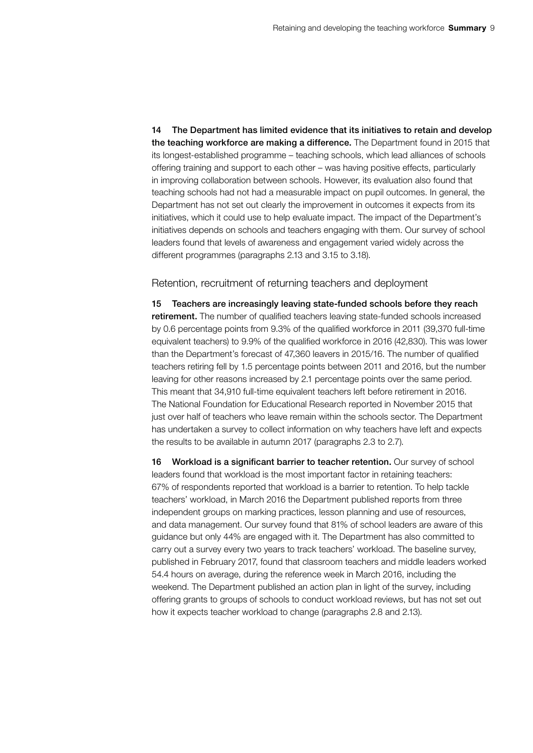**14 The Department has limited evidence that its initiatives to retain and develop the teaching workforce are making a difference.** The Department found in 2015 that its longest-established programme – teaching schools, which lead alliances of schools offering training and support to each other – was having positive effects, particularly in improving collaboration between schools. However, its evaluation also found that teaching schools had not had a measurable impact on pupil outcomes. In general, the Department has not set out clearly the improvement in outcomes it expects from its initiatives, which it could use to help evaluate impact. The impact of the Department's initiatives depends on schools and teachers engaging with them. Our survey of school leaders found that levels of awareness and engagement varied widely across the different programmes (paragraphs 2.13 and 3.15 to 3.18).

## Retention, recruitment of returning teachers and deployment

**15 Teachers are increasingly leaving state-funded schools before they reach retirement.** The number of qualified teachers leaving state-funded schools increased by 0.6 percentage points from 9.3% of the qualified workforce in 2011 (39,370 full-time equivalent teachers) to 9.9% of the qualified workforce in 2016 (42,830). This was lower than the Department's forecast of 47,360 leavers in 2015/16. The number of qualified teachers retiring fell by 1.5 percentage points between 2011 and 2016, but the number leaving for other reasons increased by 2.1 percentage points over the same period. This meant that 34,910 full-time equivalent teachers left before retirement in 2016. The National Foundation for Educational Research reported in November 2015 that just over half of teachers who leave remain within the schools sector. The Department has undertaken a survey to collect information on why teachers have left and expects the results to be available in autumn 2017 (paragraphs 2.3 to 2.7).

**16 Workload is a significant barrier to teacher retention.** Our survey of school leaders found that workload is the most important factor in retaining teachers: 67% of respondents reported that workload is a barrier to retention. To help tackle teachers' workload, in March 2016 the Department published reports from three independent groups on marking practices, lesson planning and use of resources, and data management. Our survey found that 81% of school leaders are aware of this guidance but only 44% are engaged with it. The Department has also committed to carry out a survey every two years to track teachers' workload. The baseline survey, published in February 2017, found that classroom teachers and middle leaders worked 54.4 hours on average, during the reference week in March 2016, including the weekend. The Department published an action plan in light of the survey, including offering grants to groups of schools to conduct workload reviews, but has not set out how it expects teacher workload to change (paragraphs 2.8 and 2.13).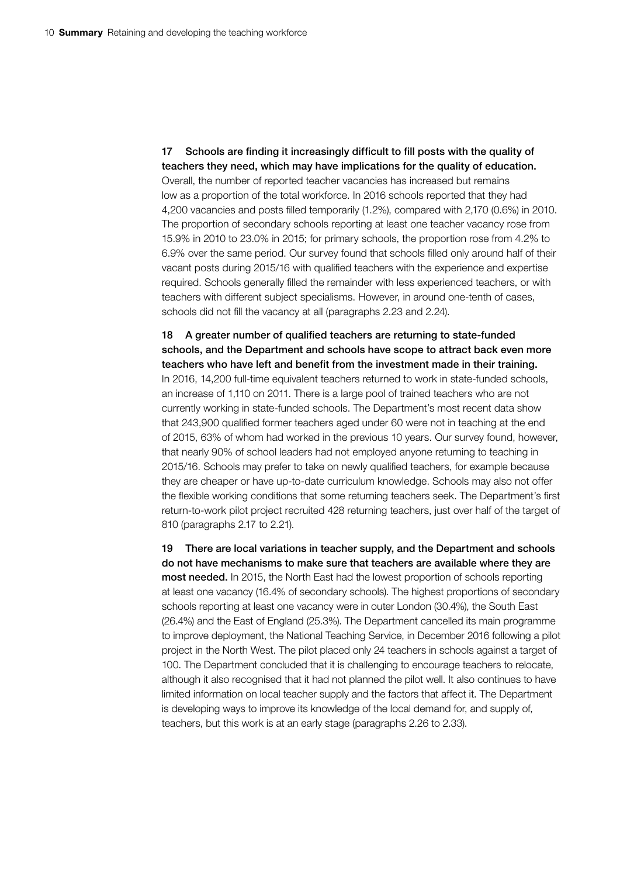**17 Schools are finding it increasingly difficult to fill posts with the quality of teachers they need, which may have implications for the quality of education.** Overall, the number of reported teacher vacancies has increased but remains low as a proportion of the total workforce. In 2016 schools reported that they had 4,200 vacancies and posts filled temporarily (1.2%), compared with 2,170 (0.6%) in 2010. The proportion of secondary schools reporting at least one teacher vacancy rose from 15.9% in 2010 to 23.0% in 2015; for primary schools, the proportion rose from 4.2% to 6.9% over the same period. Our survey found that schools filled only around half of their vacant posts during 2015/16 with qualified teachers with the experience and expertise required. Schools generally filled the remainder with less experienced teachers, or with teachers with different subject specialisms. However, in around one-tenth of cases, schools did not fill the vacancy at all (paragraphs 2.23 and 2.24).

**18 A greater number of qualified teachers are returning to state-funded schools, and the Department and schools have scope to attract back even more teachers who have left and benefit from the investment made in their training.** In 2016, 14,200 full-time equivalent teachers returned to work in state-funded schools, an increase of 1,110 on 2011. There is a large pool of trained teachers who are not currently working in state-funded schools. The Department's most recent data show that 243,900 qualified former teachers aged under 60 were not in teaching at the end of 2015, 63% of whom had worked in the previous 10 years. Our survey found, however, that nearly 90% of school leaders had not employed anyone returning to teaching in 2015/16. Schools may prefer to take on newly qualified teachers, for example because they are cheaper or have up-to-date curriculum knowledge. Schools may also not offer the flexible working conditions that some returning teachers seek. The Department's first return-to-work pilot project recruited 428 returning teachers, just over half of the target of 810 (paragraphs 2.17 to 2.21).

**19 There are local variations in teacher supply, and the Department and schools do not have mechanisms to make sure that teachers are available where they are most needed.** In 2015, the North East had the lowest proportion of schools reporting at least one vacancy (16.4% of secondary schools). The highest proportions of secondary schools reporting at least one vacancy were in outer London (30.4%), the South East (26.4%) and the East of England (25.3%). The Department cancelled its main programme to improve deployment, the National Teaching Service, in December 2016 following a pilot project in the North West. The pilot placed only 24 teachers in schools against a target of 100. The Department concluded that it is challenging to encourage teachers to relocate, although it also recognised that it had not planned the pilot well. It also continues to have limited information on local teacher supply and the factors that affect it. The Department is developing ways to improve its knowledge of the local demand for, and supply of, teachers, but this work is at an early stage (paragraphs 2.26 to 2.33).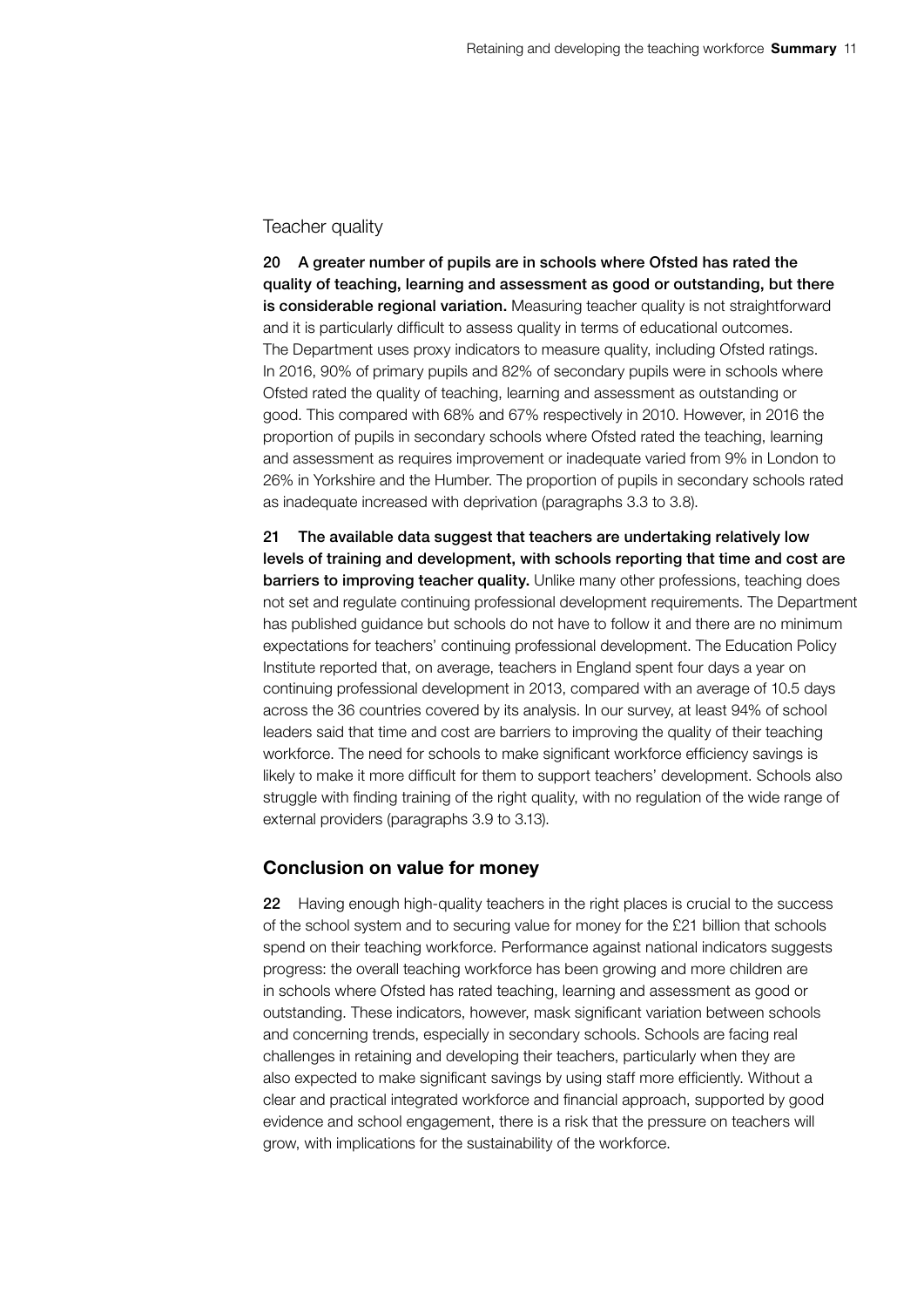### Teacher quality

**20 A greater number of pupils are in schools where Ofsted has rated the quality of teaching, learning and assessment as good or outstanding, but there is considerable regional variation.** Measuring teacher quality is not straightforward and it is particularly difficult to assess quality in terms of educational outcomes. The Department uses proxy indicators to measure quality, including Ofsted ratings. In 2016, 90% of primary pupils and 82% of secondary pupils were in schools where Ofsted rated the quality of teaching, learning and assessment as outstanding or good. This compared with 68% and 67% respectively in 2010. However, in 2016 the proportion of pupils in secondary schools where Ofsted rated the teaching, learning and assessment as requires improvement or inadequate varied from 9% in London to 26% in Yorkshire and the Humber. The proportion of pupils in secondary schools rated as inadequate increased with deprivation (paragraphs 3.3 to 3.8).

**21 The available data suggest that teachers are undertaking relatively low levels of training and development, with schools reporting that time and cost are barriers to improving teacher quality.** Unlike many other professions, teaching does not set and regulate continuing professional development requirements. The Department has published guidance but schools do not have to follow it and there are no minimum expectations for teachers' continuing professional development. The Education Policy Institute reported that, on average, teachers in England spent four days a year on continuing professional development in 2013, compared with an average of 10.5 days across the 36 countries covered by its analysis. In our survey, at least 94% of school leaders said that time and cost are barriers to improving the quality of their teaching workforce. The need for schools to make significant workforce efficiency savings is likely to make it more difficult for them to support teachers' development. Schools also struggle with finding training of the right quality, with no regulation of the wide range of external providers (paragraphs 3.9 to 3.13).

## Conclusion on value for money

**22** Having enough high-quality teachers in the right places is crucial to the success of the school system and to securing value for money for the £21 billion that schools spend on their teaching workforce. Performance against national indicators suggests progress: the overall teaching workforce has been growing and more children are in schools where Ofsted has rated teaching, learning and assessment as good or outstanding. These indicators, however, mask significant variation between schools and concerning trends, especially in secondary schools. Schools are facing real challenges in retaining and developing their teachers, particularly when they are also expected to make significant savings by using staff more efficiently. Without a clear and practical integrated workforce and financial approach, supported by good evidence and school engagement, there is a risk that the pressure on teachers will grow, with implications for the sustainability of the workforce.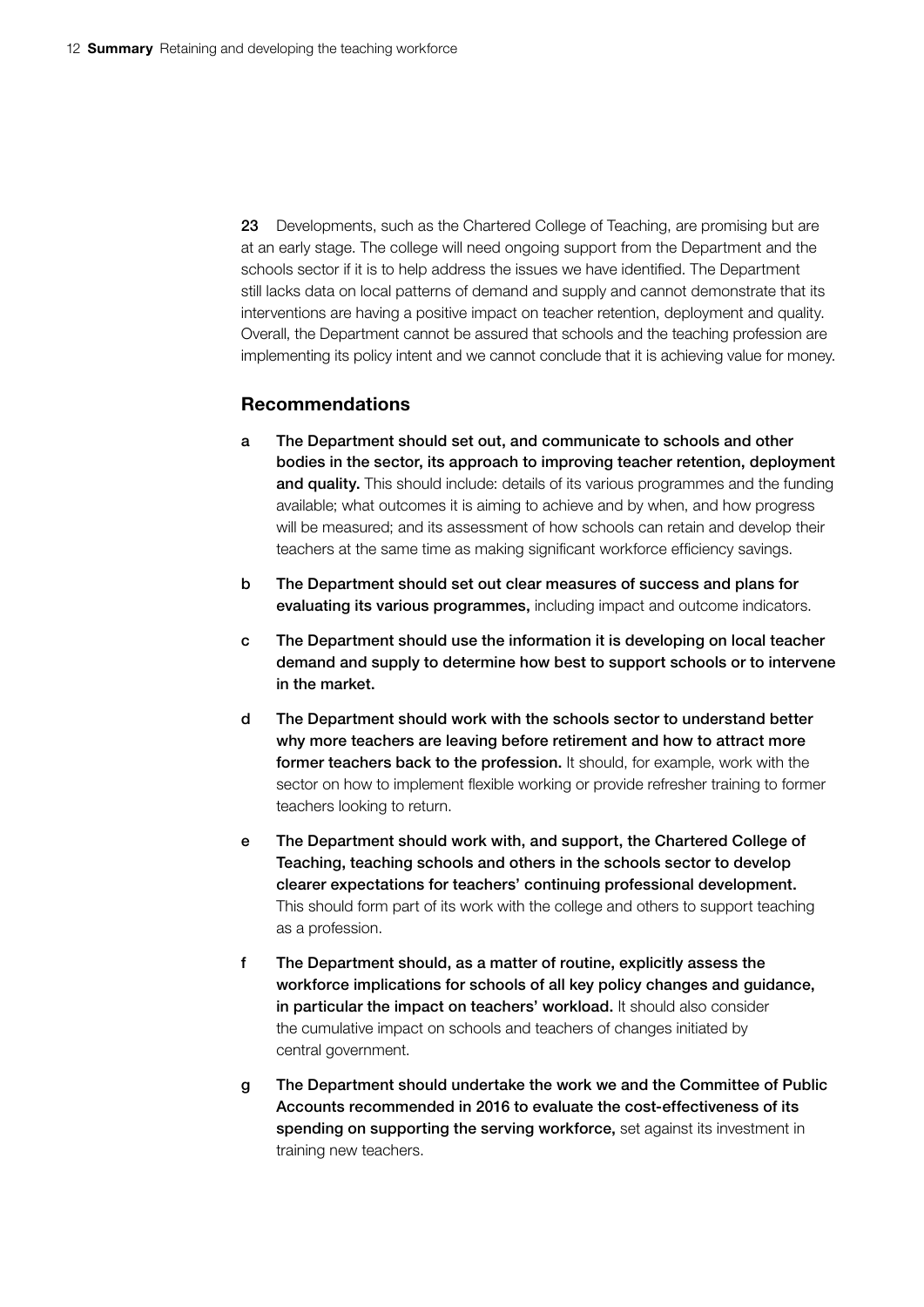**23** Developments, such as the Chartered College of Teaching, are promising but are at an early stage. The college will need ongoing support from the Department and the schools sector if it is to help address the issues we have identified. The Department still lacks data on local patterns of demand and supply and cannot demonstrate that its interventions are having a positive impact on teacher retention, deployment and quality. Overall, the Department cannot be assured that schools and the teaching profession are implementing its policy intent and we cannot conclude that it is achieving value for money.

## Recommendations

a **The Department should set out, and communicate to schools and other bodies in the sector, its approach to improving teacher retention, deployment and quality.** This should include: details of its various programmes and the funding available; what outcomes it is aiming to achieve and by when, and how progress will be measured; and its assessment of how schools can retain and develop their teachers at the same time as making significant workforce efficiency savings.

b **The Department should set out clear measures of success and plans for evaluating its various programmes,** including impact and outcome indicators.

c **The Department should use the information it is developing on local teacher demand and supply to determine how best to support schools or to intervene in the market.**

d **The Department should work with the schools sector to understand better why more teachers are leaving before retirement and how to attract more former teachers back to the profession.** It should, for example, work with the sector on how to implement flexible working or provide refresher training to former teachers looking to return.

e **The Department should work with, and support, the Chartered College of Teaching, teaching schools and others in the schools sector to develop clearer expectations for teachers' continuing professional development.** This should form part of its work with the college and others to support teaching as a profession.

f **The Department should, as a matter of routine, explicitly assess the workforce implications for schools of all key policy changes and guidance, in particular the impact on teachers' workload.** It should also consider the cumulative impact on schools and teachers of changes initiated by central government.

g **The Department should undertake the work we and the Committee of Public Accounts recommended in 2016 to evaluate the cost-effectiveness of its spending on supporting the serving workforce,** set against its investment in training new teachers.